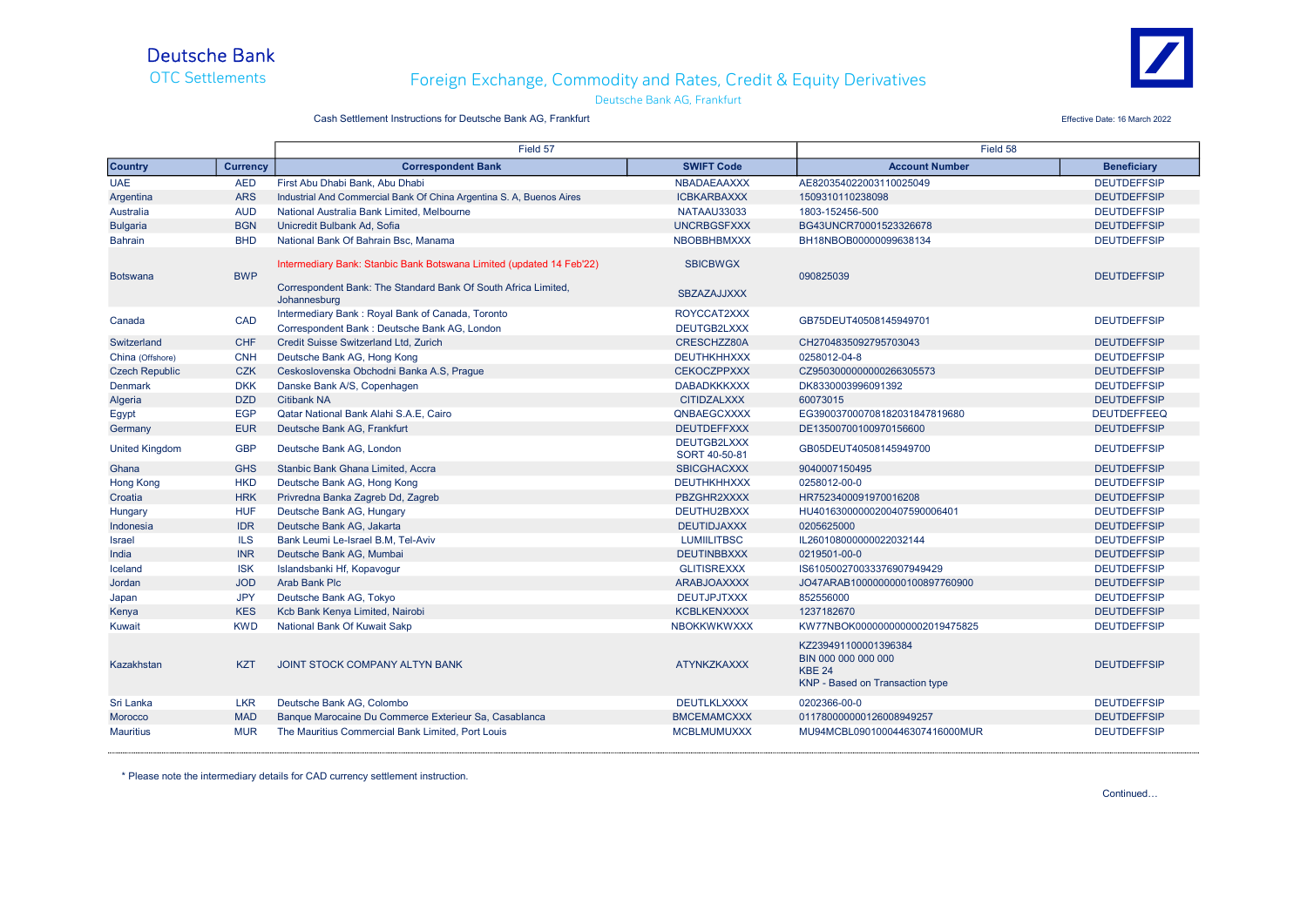# Deutsche Bank

OTC Settlements

## Foreign Exchange, Commodity and Rates, Credit & Equity Derivatives

Deutsche Bank AG, Frankfurt

Cash Settlement Instructions for Deutsche Bank AG, Frankfurt

Effective Date: 16 March 2022

| | | Field 57 | | Field 58 | |
|---|---|---|---|---|---|
| **Country** | **Currency** | **Correspondent Bank** | **SWIFT Code** | **Account Number** | **Beneficiary** |
| UAE | AED | First Abu Dhabi Bank, Abu Dhabi | NBADAEAAXXX | AE820354022003110025049 | DEUTDEFFSIP |
| Argentina | ARS | Industrial And Commercial Bank Of China Argentina S. A, Buenos Aires | ICBKARBAXXX | 1509310110238098 | DEUTDEFFSIP |
| Australia | AUD | National Australia Bank Limited, Melbourne | NATAAU33033 | 1803-152456-500 | DEUTDEFFSIP |
| Bulgaria | BGN | Unicredit Bulbank Ad, Sofia | UNCRBGSFXXX | BG43UNCR70001523326678 | DEUTDEFFSIP |
| Bahrain | BHD | National Bank Of Bahrain Bsc, Manama | NBOBBHBMXXX | BH18NBOB00000099638134 | DEUTDEFFSIP |
| Botswana | BWP | Intermediary Bank: Stanbic Bank Botswana Limited (updated 14 Feb'22)<br>Correspondent Bank: The Standard Bank Of South Africa Limited, Johannesburg | SBICBWGX<br>SBZAZAJJXXX | 090825039 | DEUTDEFFSIP |
| Canada | CAD | Intermediary Bank : Royal Bank of Canada, Toronto<br>Correspondent Bank : Deutsche Bank AG, London | ROYCCAT2XXX<br>DEUTGB2LXXX | GB75DEUT40508145949701 | DEUTDEFFSIP |
| Switzerland | CHF | Credit Suisse Switzerland Ltd, Zurich | CRESCHZZ80A | CH2704835092795703043 | DEUTDEFFSIP |
| China (Offshore) | CNH | Deutsche Bank AG, Hong Kong | DEUTHKHHXXX | 0258012-04-8 | DEUTDEFFSIP |
| Czech Republic | CZK | Ceskoslovenska Obchodni Banka A.S, Prague | CEKOCZPPXXX | CZ9503000000000266305573 | DEUTDEFFSIP |
| Denmark | DKK | Danske Bank A/S, Copenhagen | DABADKKKXXX | DK8330003996091392 | DEUTDEFFSIP |
| Algeria | DZD | Citibank NA | CITIDZALXXX | 60073015 | DEUTDEFFSIP |
| Egypt | EGP | Qatar National Bank Alahi S.A.E, Cairo | QNBAEGCXXXX | EG390037000708182031847819680 | DEUTDEFFEEQ |
| Germany | EUR | Deutsche Bank AG, Frankfurt | DEUTDEFFXXX | DE13500700100970156600 | DEUTDEFFSIP |
| United Kingdom | GBP | Deutsche Bank AG, London | DEUTGB2LXXX<br>SORT 40-50-81 | GB05DEUT40508145949700 | DEUTDEFFSIP |
| Ghana | GHS | Stanbic Bank Ghana Limited, Accra | SBICGHACXXX | 9040007150495 | DEUTDEFFSIP |
| Hong Kong | HKD | Deutsche Bank AG, Hong Kong | DEUTHKHHXXX | 0258012-00-0 | DEUTDEFFSIP |
| Croatia | HRK | Privredna Banka Zagreb Dd, Zagreb | PBZGHR2XXXX | HR7523400091970016208 | DEUTDEFFSIP |
| Hungary | HUF | Deutsche Bank AG, Hungary | DEUTHU2BXXX | HU40163000000200407590006401 | DEUTDEFFSIP |
| Indonesia | IDR | Deutsche Bank AG, Jakarta | DEUTIDJAXXX | 0205625000 | DEUTDEFFSIP |
| Israel | ILS | Bank Leumi Le-Israel B.M, Tel-Aviv | LUMIILITBSC | IL260108000000022032144 | DEUTDEFFSIP |
| India | INR | Deutsche Bank AG, Mumbai | DEUTINBBXXX | 0219501-00-0 | DEUTDEFFSIP |
| Iceland | ISK | Islandsbanki Hf, Kopavogur | GLITISREXXX | IS610500270033376907949429 | DEUTDEFFSIP |
| Jordan | JOD | Arab Bank Plc | ARABJOAXXXX | JO47ARAB1000000000100897760900 | DEUTDEFFSIP |
| Japan | JPY | Deutsche Bank AG, Tokyo | DEUTJPJTXXX | 852556000 | DEUTDEFFSIP |
| Kenya | KES | Kcb Bank Kenya Limited, Nairobi | KCBLKENXXXX | 1237182670 | DEUTDEFFSIP |
| Kuwait | KWD | National Bank Of Kuwait Sakp | NBOKKWKWXXX | KW77NBOK0000000000002019475825 | DEUTDEFFSIP |
| Kazakhstan | KZT | JOINT STOCK COMPANY ALTYN BANK | ATYNKZKAXXX | KZ239491100001396384<br>BIN 000 000 000 000<br>KBE 24<br>KNP - Based on Transaction type | DEUTDEFFSIP |
| Sri Lanka | LKR | Deutsche Bank AG, Colombo | DEUTLKLXXXX | 0202366-00-0 | DEUTDEFFSIP |
| Morocco | MAD | Banque Marocaine Du Commerce Exterieur Sa, Casablanca | BMCEMAMCXXX | 011780000000126008949257 | DEUTDEFFSIP |
| Mauritius | MUR | The Mauritius Commercial Bank Limited, Port Louis | MCBLMUMUXXX | MU94MCBL0901000446307416000MUR | DEUTDEFFSIP |

\* Please note the intermediary details for CAD currency settlement instruction.

Continued…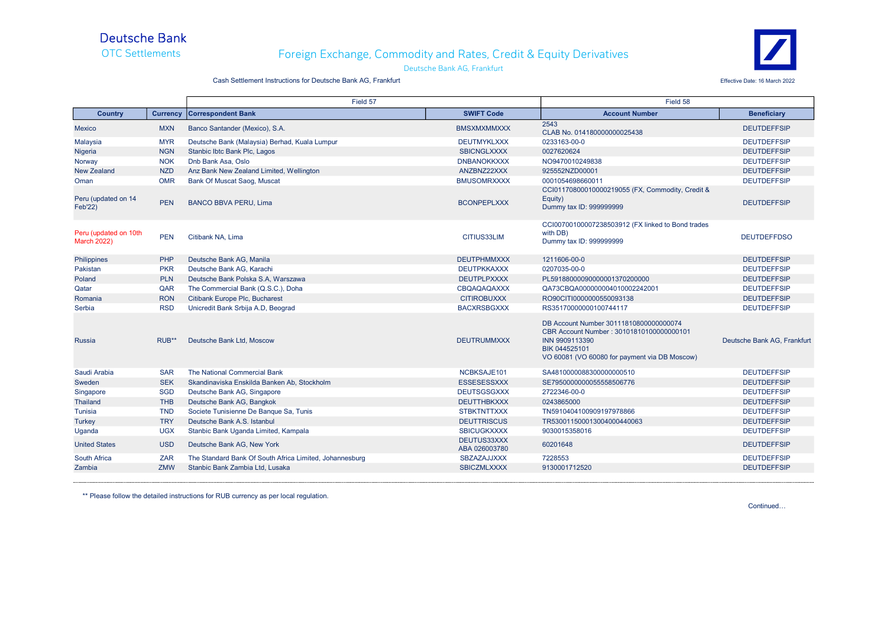# Deutsche Bank

OTC Settlements

## Foreign Exchange, Commodity and Rates, Credit & Equity Derivatives

Deutsche Bank AG, Frankfurt

Cash Settlement Instructions for Deutsche Bank AG, Frankfurt

Effective Date: 16 March 2022

| | | Field 57 | | Field 58 | |
|---|---|---|---|---|---|
| **Country** | **Currency** | **Correspondent Bank** | **SWIFT Code** | **Account Number** | **Beneficiary** |
| Mexico | MXN | Banco Santander (Mexico), S.A. | BMSXMXMMXXX | 2543<br>CLAB No. 014180000000025438 | DEUTDEFFSIP |
| Malaysia | MYR | Deutsche Bank (Malaysia) Berhad, Kuala Lumpur | DEUTMYKLXXX | 0233163-00-0 | DEUTDEFFSIP |
| Nigeria | NGN | Stanbic Ibtc Bank Plc, Lagos | SBICNGLXXXX | 0027620624 | DEUTDEFFSIP |
| Norway | NOK | Dnb Bank Asa, Oslo | DNBANOKKXXX | NO9470010249838 | DEUTDEFFSIP |
| New Zealand | NZD | Anz Bank New Zealand Limited, Wellington | ANZBNZ22XXX | 925552NZD00001 | DEUTDEFFSIP |
| Oman | OMR | Bank Of Muscat Saog, Muscat | BMUSOMRXXXX | 0001054698660011 | DEUTDEFFSIP |
| Peru (updated on 14 Feb'22) | PEN | BANCO BBVA PERU, Lima | BCONPEPLXXX | CCI01170800010000219055 (FX, Commodity, Credit & Equity)<br>Dummy tax ID: 999999999 | DEUTDEFFSIP |
| Peru (updated on 10th March 2022) | PEN | Citibank NA, Lima | CITIUS33LIM | CCI00700100007238503912 (FX linked to Bond trades with DB)<br>Dummy tax ID: 999999999 | DEUTDEFFDSO |
| Philippines | PHP | Deutsche Bank AG, Manila | DEUTPHMMXXX | 1211606-00-0 | DEUTDEFFSIP |
| Pakistan | PKR | Deutsche Bank AG, Karachi | DEUTPKKAXXX | 0207035-00-0 | DEUTDEFFSIP |
| Poland | PLN | Deutsche Bank Polska S.A, Warszawa | DEUTPLPXXXX | PL59188000090000001370200000 | DEUTDEFFSIP |
| Qatar | QAR | The Commercial Bank (Q.S.C.), Doha | CBQAQAQAXXX | QA73CBQA000000004010002242001 | DEUTDEFFSIP |
| Romania | RON | Citibank Europe Plc, Bucharest | CITIROBUXXX | RO90CITI0000000550093138 | DEUTDEFFSIP |
| Serbia | RSD | Unicredit Bank Srbija A.D, Beograd | BACXRSBGXXX | RS35170000000100744117 | DEUTDEFFSIP |
| Russia | RUB** | Deutsche Bank Ltd, Moscow | DEUTRUMMXXX | DB Account Number 30111810800000000074<br>CBR Account Number : 30101810100000000101<br>INN 9909113390<br>BIK 044525101<br>VO 60081 (VO 60080 for payment via DB Moscow) | Deutsche Bank AG, Frankfurt |
| Saudi Arabia | SAR | The National Commercial Bank | NCBKSAJE101 | SA4810000088300000000510 | DEUTDEFFSIP |
| Sweden | SEK | Skandinaviska Enskilda Banken Ab, Stockholm | ESSESESSXXX | SE7950000000055558506776 | DEUTDEFFSIP |
| Singapore | SGD | Deutsche Bank AG, Singapore | DEUTSGSGXXX | 2722346-00-0 | DEUTDEFFSIP |
| Thailand | THB | Deutsche Bank AG, Bangkok | DEUTTHBKXXX | 0243865000 | DEUTDEFFSIP |
| Tunisia | TND | Societe Tunisienne De Banque Sa, Tunis | STBKTNTTXXX | TN5910404100909197978866 | DEUTDEFFSIP |
| Turkey | TRY | Deutsche Bank A.S. Istanbul | DEUTTRISCUS | TR530011500013004000440063 | DEUTDEFFSIP |
| Uganda | UGX | Stanbic Bank Uganda Limited, Kampala | SBICUGKXXXX | 9030015358016 | DEUTDEFFSIP |
| United States | USD | Deutsche Bank AG, New York | DEUTUS33XXX<br>ABA 026003780 | 60201648 | DEUTDEFFSIP |
| South Africa | ZAR | The Standard Bank Of South Africa Limited, Johannesburg | SBZAZAJJXXX | 7228553 | DEUTDEFFSIP |
| Zambia | ZMW | Stanbic Bank Zambia Ltd, Lusaka | SBICZMLXXXX | 9130001712520 | DEUTDEFFSIP |

** Please follow the detailed instructions for RUB currency as per local regulation.

Continued…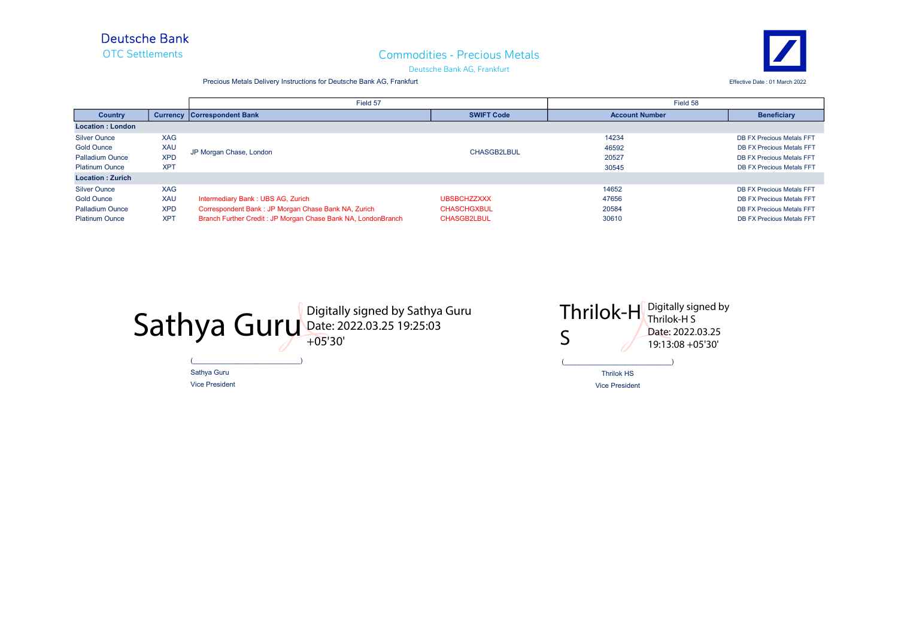# Deutsche Bank

OTC Settlements

## Commodities - Precious Metals

Deutsche Bank AG, Frankfurt

Precious Metals Delivery Instructions for Deutsche Bank AG, Frankfurt

Effective Date : 01 March 2022

| | | Field 57 | | Field 58 | |
|---|---|---|---|---|---|
| **Country** | **Currency** | **Correspondent Bank** | **SWIFT Code** | **Account Number** | **Beneficiary** |
| **Location : London** | | | | | |
| Silver Ounce | XAG | JP Morgan Chase, London | CHASGB2LBUL | 14234 | DB FX Precious Metals FFT |
| Gold Ounce | XAU | | | 46592 | DB FX Precious Metals FFT |
| Palladium Ounce | XPD | | | 20527 | DB FX Precious Metals FFT |
| Platinum Ounce | XPT | | | 30545 | DB FX Precious Metals FFT |
| **Location : Zurich** | | | | | |
| Silver Ounce | XAG | | | 14652 | DB FX Precious Metals FFT |
| Gold Ounce | XAU | Intermediary Bank : UBS AG, Zurich | UBSBCHZZXXX | 47656 | DB FX Precious Metals FFT |
| Palladium Ounce | XPD | Correspondent Bank : JP Morgan Chase Bank NA, Zurich | CHASCHGXBUL | 20584 | DB FX Precious Metals FFT |
| Platinum Ounce | XPT | Branch Further Credit : JP Morgan Chase Bank NA, LondonBranch | CHASGB2LBUL | 30610 | DB FX Precious Metals FFT |

Sathya Guru — Digitally signed by Sathya Guru Date: 2022.03.25 19:25:03 +05'30'

(____________________________)

Sathya Guru

Vice President

Thrilok-H S — Digitally signed by Thrilok-H S Date: 2022.03.25 19:13:08 +05'30'

(____________________________)

Thrilok HS

Vice President